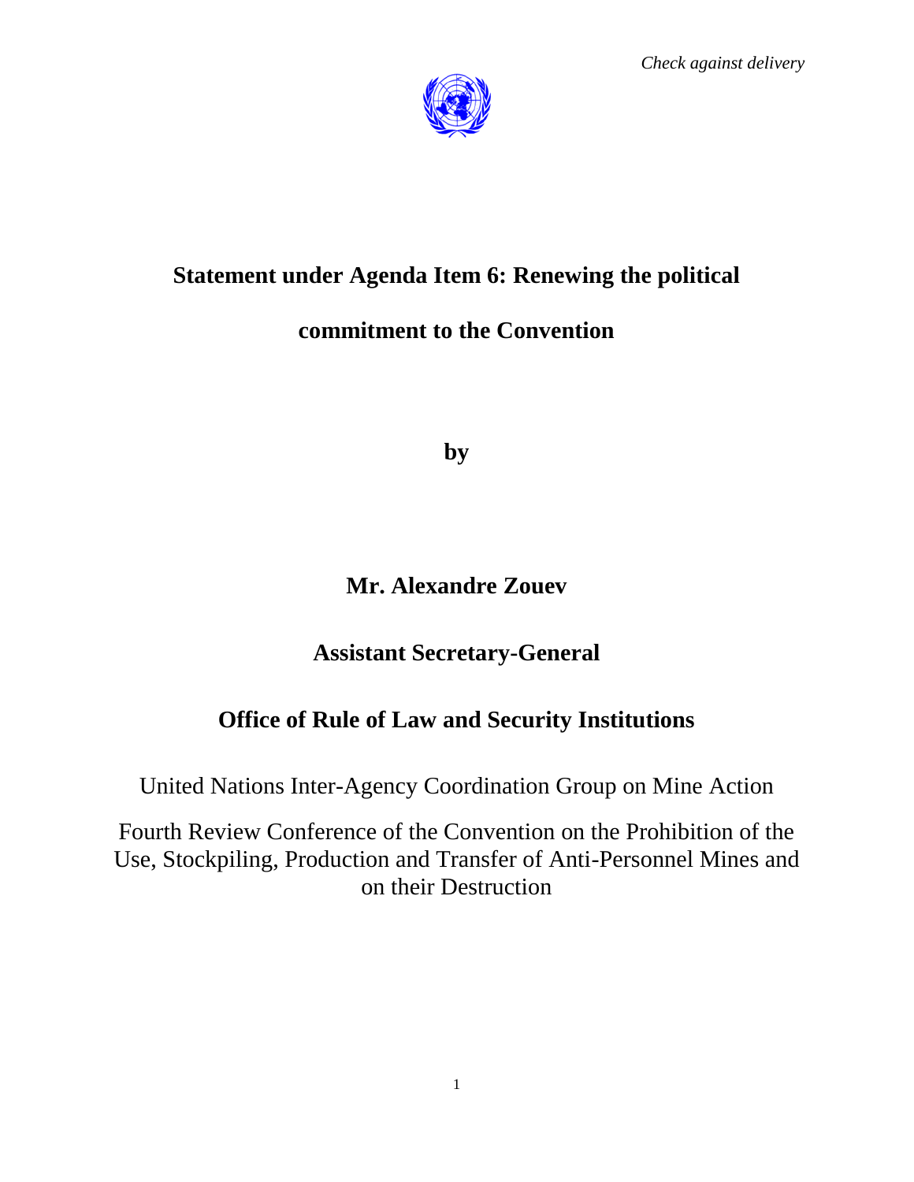*Check against delivery*

# Statement under Agenda Item 6: Renewing the political commitment to the Convention

**by**

## Mr. Alexandre Zouev

## Assistant Secretary-General

## Office of Rule of Law and Security Institutions

United Nations Inter-Agency Coordination Group on Mine Action

Fourth Review Conference of the Convention on the Prohibition of the Use, Stockpiling, Production and Transfer of Anti-Personnel Mines and on their Destruction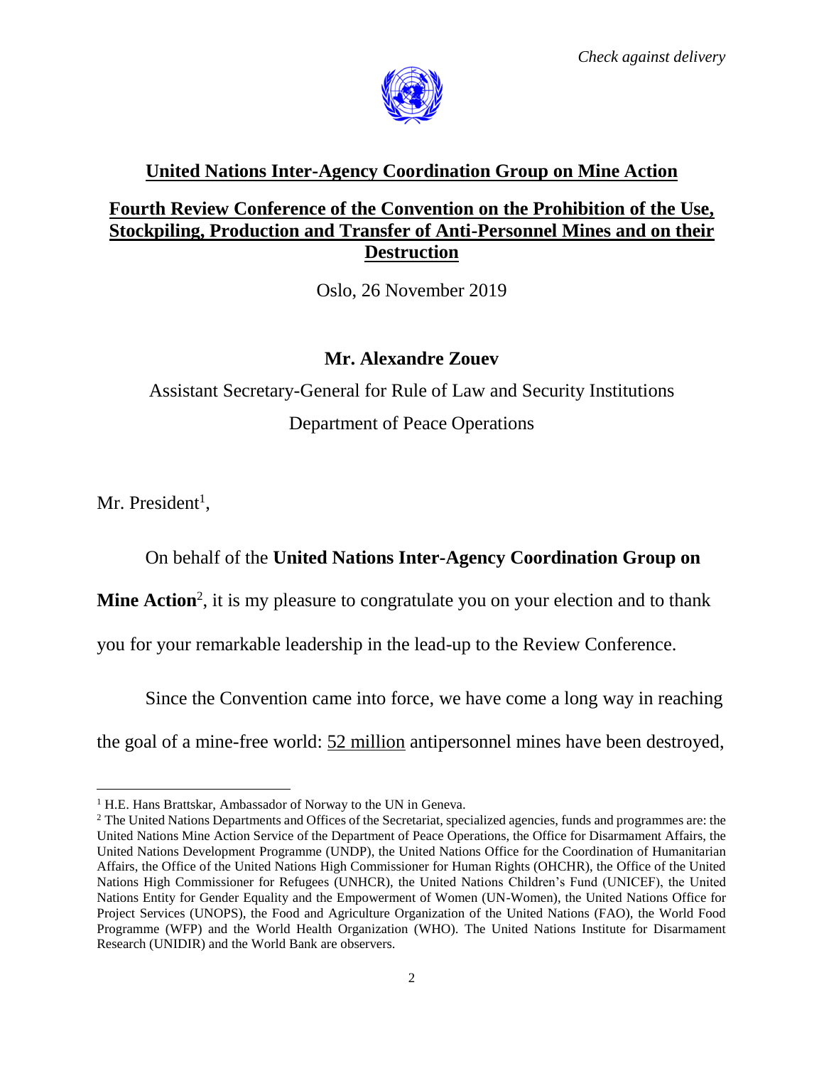*Check against delivery*

**United Nations Inter-Agency Coordination Group on Mine Action**

**Fourth Review Conference of the Convention on the Prohibition of the Use, Stockpiling, Production and Transfer of Anti-Personnel Mines and on their Destruction**

Oslo, 26 November 2019

**Mr. Alexandre Zouev**

Assistant Secretary-General for Rule of Law and Security Institutions

Department of Peace Operations

Mr. President[1],

On behalf of the **United Nations Inter-Agency Coordination Group on Mine Action**[2], it is my pleasure to congratulate you on your election and to thank you for your remarkable leadership in the lead-up to the Review Conference.

Since the Convention came into force, we have come a long way in reaching the goal of a mine-free world: 52 million antipersonnel mines have been destroyed,

---

[1] H.E. Hans Brattskar, Ambassador of Norway to the UN in Geneva.

[2] The United Nations Departments and Offices of the Secretariat, specialized agencies, funds and programmes are: the United Nations Mine Action Service of the Department of Peace Operations, the Office for Disarmament Affairs, the United Nations Development Programme (UNDP), the United Nations Office for the Coordination of Humanitarian Affairs, the Office of the United Nations High Commissioner for Human Rights (OHCHR), the Office of the United Nations High Commissioner for Refugees (UNHCR), the United Nations Children's Fund (UNICEF), the United Nations Entity for Gender Equality and the Empowerment of Women (UN-Women), the United Nations Office for Project Services (UNOPS), the Food and Agriculture Organization of the United Nations (FAO), the World Food Programme (WFP) and the World Health Organization (WHO). The United Nations Institute for Disarmament Research (UNIDIR) and the World Bank are observers.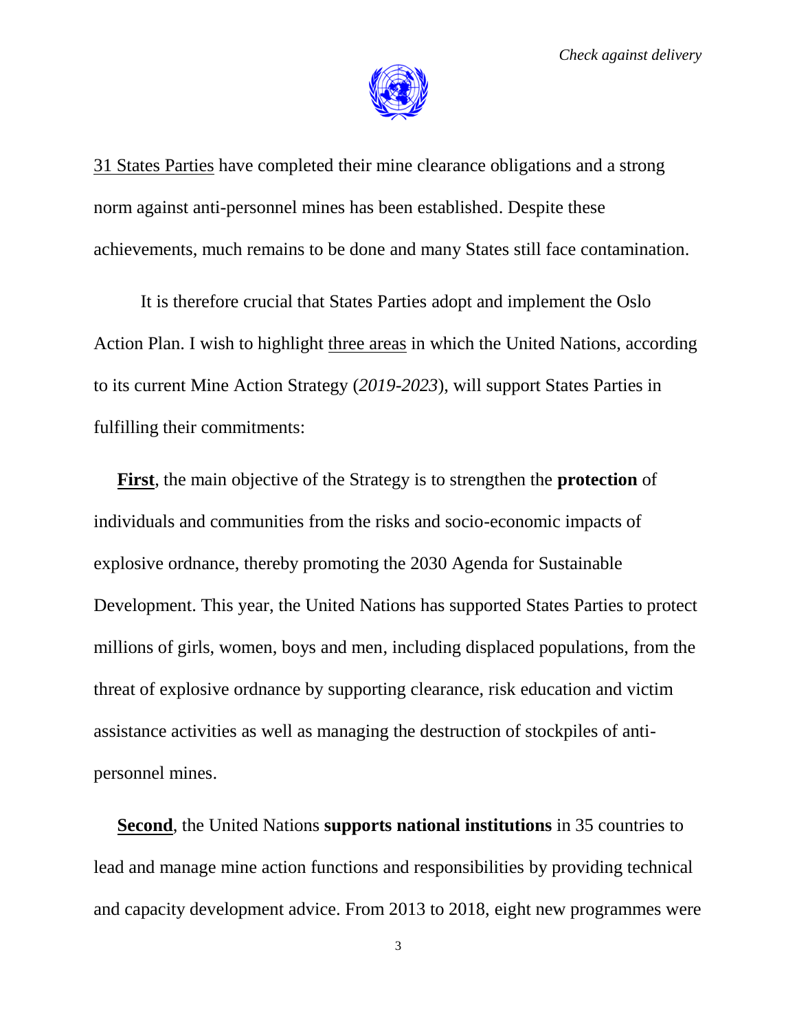31 States Parties have completed their mine clearance obligations and a strong norm against anti-personnel mines has been established. Despite these achievements, much remains to be done and many States still face contamination.

It is therefore crucial that States Parties adopt and implement the Oslo Action Plan. I wish to highlight three areas in which the United Nations, according to its current Mine Action Strategy (*2019-2023*), will support States Parties in fulfilling their commitments:

**First**, the main objective of the Strategy is to strengthen the **protection** of individuals and communities from the risks and socio-economic impacts of explosive ordnance, thereby promoting the 2030 Agenda for Sustainable Development. This year, the United Nations has supported States Parties to protect millions of girls, women, boys and men, including displaced populations, from the threat of explosive ordnance by supporting clearance, risk education and victim assistance activities as well as managing the destruction of stockpiles of anti-personnel mines.

**Second**, the United Nations **supports national institutions** in 35 countries to lead and manage mine action functions and responsibilities by providing technical and capacity development advice. From 2013 to 2018, eight new programmes were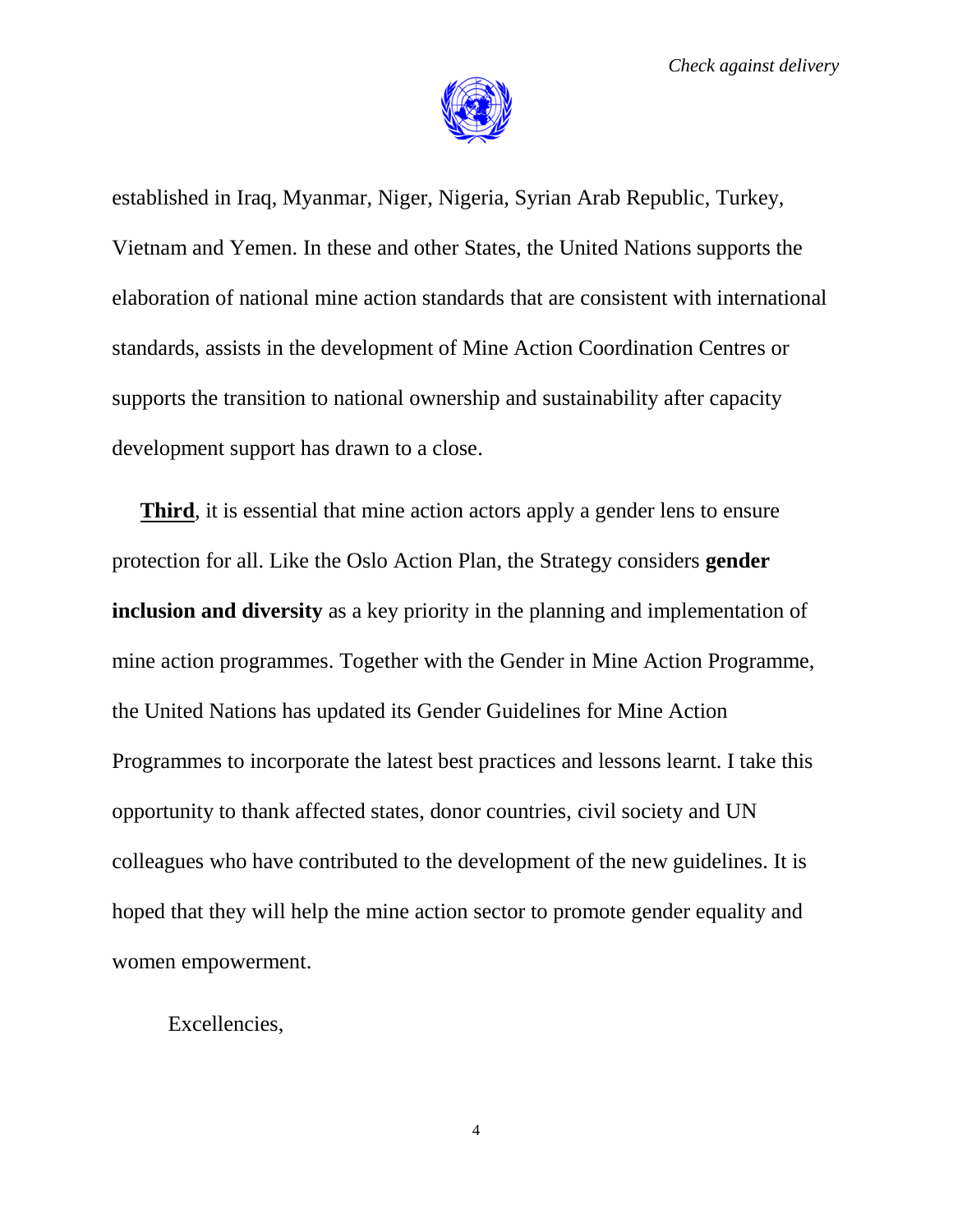established in Iraq, Myanmar, Niger, Nigeria, Syrian Arab Republic, Turkey, Vietnam and Yemen. In these and other States, the United Nations supports the elaboration of national mine action standards that are consistent with international standards, assists in the development of Mine Action Coordination Centres or supports the transition to national ownership and sustainability after capacity development support has drawn to a close.

**Third**, it is essential that mine action actors apply a gender lens to ensure protection for all. Like the Oslo Action Plan, the Strategy considers **gender inclusion and diversity** as a key priority in the planning and implementation of mine action programmes. Together with the Gender in Mine Action Programme, the United Nations has updated its Gender Guidelines for Mine Action Programmes to incorporate the latest best practices and lessons learnt. I take this opportunity to thank affected states, donor countries, civil society and UN colleagues who have contributed to the development of the new guidelines. It is hoped that they will help the mine action sector to promote gender equality and women empowerment.

Excellencies,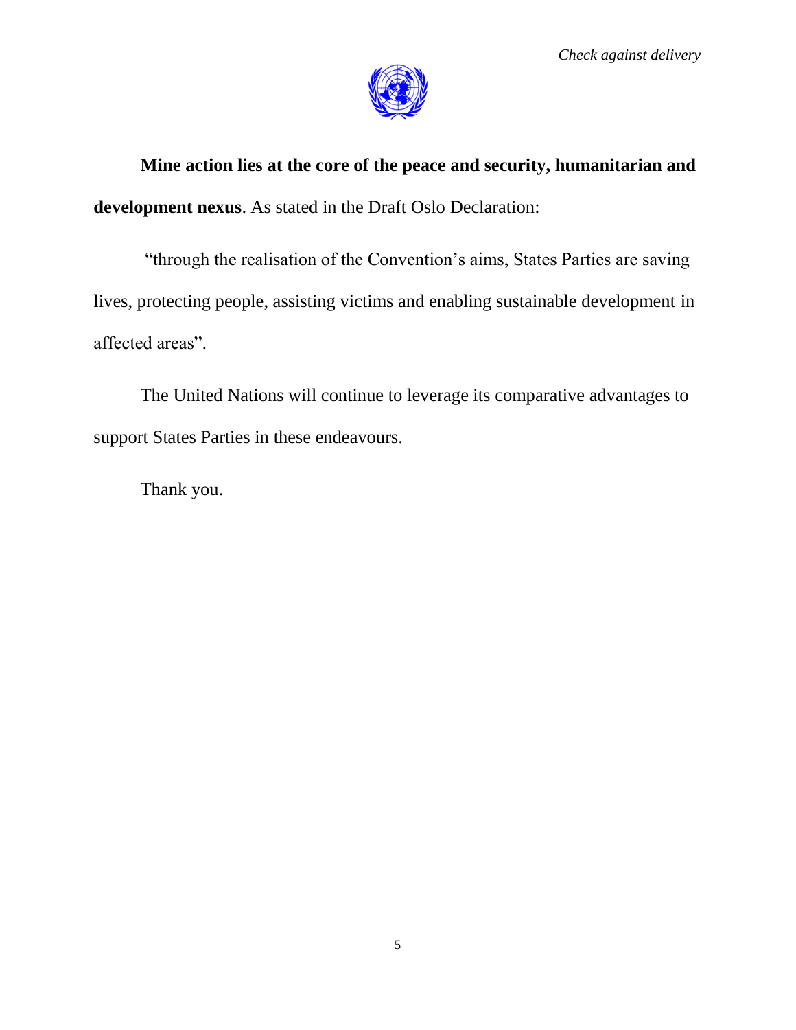*Check against delivery*

**Mine action lies at the core of the peace and security, humanitarian and development nexus**. As stated in the Draft Oslo Declaration:

"through the realisation of the Convention's aims, States Parties are saving lives, protecting people, assisting victims and enabling sustainable development in affected areas".

The United Nations will continue to leverage its comparative advantages to support States Parties in these endeavours.

Thank you.